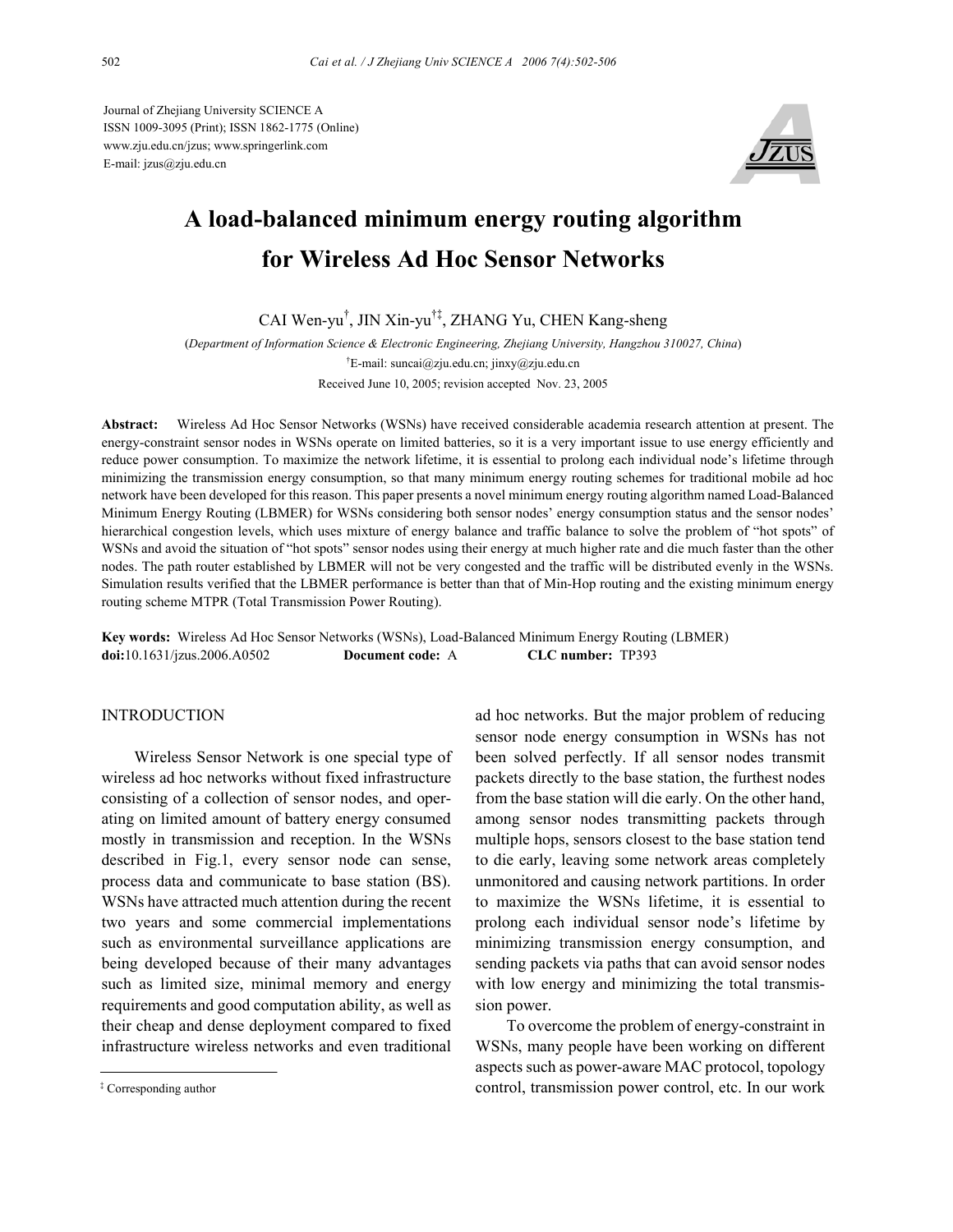Journal of Zhejiang University SCIENCE A
ISSN 1009-3095 (Print); ISSN 1862-1775 (Online)
www.zju.edu.cn/jzus; www.springerlink.com
E-mail: jzus@zju.edu.cn

# A load-balanced minimum energy routing algorithm for Wireless Ad Hoc Sensor Networks

CAI Wen-yu[†], JIN Xin-yu[†‡], ZHANG Yu, CHEN Kang-sheng

(*Department of Information Science & Electronic Engineering, Zhejiang University, Hangzhou 310027, China*)

[†]E-mail: suncai@zju.edu.cn; jinxy@zju.edu.cn

Received June 10, 2005; revision accepted Nov. 23, 2005

**Abstract:** Wireless Ad Hoc Sensor Networks (WSNs) have received considerable academia research attention at present. The energy-constraint sensor nodes in WSNs operate on limited batteries, so it is a very important issue to use energy efficiently and reduce power consumption. To maximize the network lifetime, it is essential to prolong each individual node's lifetime through minimizing the transmission energy consumption, so that many minimum energy routing schemes for traditional mobile ad hoc network have been developed for this reason. This paper presents a novel minimum energy routing algorithm named Load-Balanced Minimum Energy Routing (LBMER) for WSNs considering both sensor nodes' energy consumption status and the sensor nodes' hierarchical congestion levels, which uses mixture of energy balance and traffic balance to solve the problem of "hot spots" of WSNs and avoid the situation of "hot spots" sensor nodes using their energy at much higher rate and die much faster than the other nodes. The path router established by LBMER will not be very congested and the traffic will be distributed evenly in the WSNs. Simulation results verified that the LBMER performance is better than that of Min-Hop routing and the existing minimum energy routing scheme MTPR (Total Transmission Power Routing).

**Key words:** Wireless Ad Hoc Sensor Networks (WSNs), Load-Balanced Minimum Energy Routing (LBMER)
**doi:**10.1631/jzus.2006.A0502 **Document code:** A **CLC number:** TP393

## INTRODUCTION

Wireless Sensor Network is one special type of wireless ad hoc networks without fixed infrastructure consisting of a collection of sensor nodes, and operating on limited amount of battery energy consumed mostly in transmission and reception. In the WSNs described in Fig.1, every sensor node can sense, process data and communicate to base station (BS). WSNs have attracted much attention during the recent two years and some commercial implementations such as environmental surveillance applications are being developed because of their many advantages such as limited size, minimal memory and energy requirements and good computation ability, as well as their cheap and dense deployment compared to fixed infrastructure wireless networks and even traditional ad hoc networks. But the major problem of reducing sensor node energy consumption in WSNs has not been solved perfectly. If all sensor nodes transmit packets directly to the base station, the furthest nodes from the base station will die early. On the other hand, among sensor nodes transmitting packets through multiple hops, sensors closest to the base station tend to die early, leaving some network areas completely unmonitored and causing network partitions. In order to maximize the WSNs lifetime, it is essential to prolong each individual sensor node's lifetime by minimizing transmission energy consumption, and sending packets via paths that can avoid sensor nodes with low energy and minimizing the total transmission power.

To overcome the problem of energy-constraint in WSNs, many people have been working on different aspects such as power-aware MAC protocol, topology control, transmission power control, etc. In our work

[‡] Corresponding author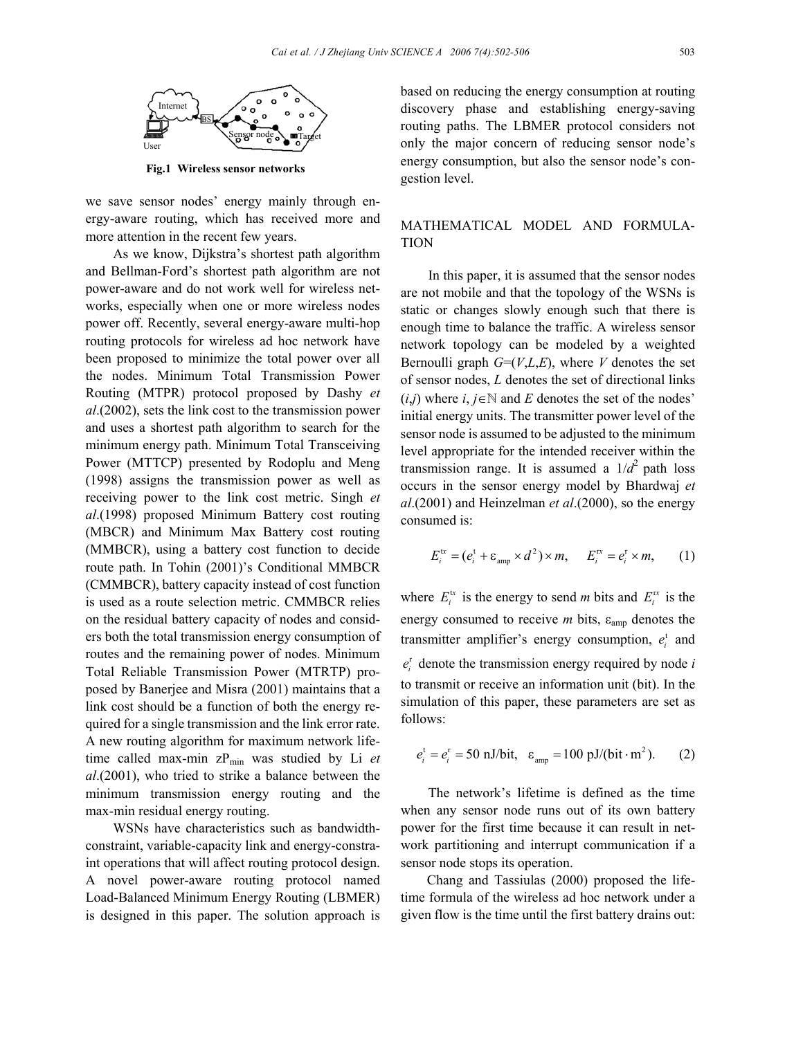Fig.1 Wireless sensor networks

we save sensor nodes' energy mainly through energy-aware routing, which has received more and more attention in the recent few years.

As we know, Dijkstra's shortest path algorithm and Bellman-Ford's shortest path algorithm are not power-aware and do not work well for wireless networks, especially when one or more wireless nodes power off. Recently, several energy-aware multi-hop routing protocols for wireless ad hoc network have been proposed to minimize the total power over all the nodes. Minimum Total Transmission Power Routing (MTPR) protocol proposed by Dashy *et al*.(2002), sets the link cost to the transmission power and uses a shortest path algorithm to search for the minimum energy path. Minimum Total Transceiving Power (MTTCP) presented by Rodoplu and Meng (1998) assigns the transmission power as well as receiving power to the link cost metric. Singh *et al*.(1998) proposed Minimum Battery cost routing (MBCR) and Minimum Max Battery cost routing (MMBCR), using a battery cost function to decide route path. In Tohin (2001)'s Conditional MMBCR (CMMBCR), battery capacity instead of cost function is used as a route selection metric. CMMBCR relies on the residual battery capacity of nodes and considers both the total transmission energy consumption of routes and the remaining power of nodes. Minimum Total Reliable Transmission Power (MTRTP) proposed by Banerjee and Misra (2001) maintains that a link cost should be a function of both the energy required for a single transmission and the link error rate. A new routing algorithm for maximum network lifetime called max-min $zP_{min}$ was studied by Li *et al*.(2001), who tried to strike a balance between the minimum transmission energy routing and the max-min residual energy routing.

WSNs have characteristics such as bandwidth-constraint, variable-capacity link and energy-constraint operations that will affect routing protocol design. A novel power-aware routing protocol named Load-Balanced Minimum Energy Routing (LBMER) is designed in this paper. The solution approach is based on reducing the energy consumption at routing discovery phase and establishing energy-saving routing paths. The LBMER protocol considers not only the major concern of reducing sensor node's energy consumption, but also the sensor node's congestion level.

## MATHEMATICAL MODEL AND FORMULATION

In this paper, it is assumed that the sensor nodes are not mobile and that the topology of the WSNs is static or changes slowly enough such that there is enough time to balance the traffic. A wireless sensor network topology can be modeled by a weighted Bernoulli graph $G=(V,L,E)$, where $V$ denotes the set of sensor nodes, $L$ denotes the set of directional links $(i,j)$ where $i, j \in \mathbb{N}$ and $E$ denotes the set of the nodes' initial energy units. The transmitter power level of the sensor node is assumed to be adjusted to the minimum level appropriate for the intended receiver within the transmission range. It is assumed a $1/d^2$ path loss occurs in the sensor energy model by Bhardwaj *et al*.(2001) and Heinzelman *et al*.(2000), so the energy consumed is:

$$E_i^{\mathrm{tx}} = (e_i^{\mathrm{t}} + \varepsilon_{\mathrm{amp}} \times d^2) \times m, \quad E_i^{\mathrm{rx}} = e_i^{\mathrm{r}} \times m, \tag{1}$$

where $E_i^{\mathrm{tx}}$ is the energy to send $m$ bits and $E_i^{\mathrm{rx}}$ is the energy consumed to receive $m$ bits, $\varepsilon_{\mathrm{amp}}$ denotes the transmitter amplifier's energy consumption, $e_i^{\mathrm{t}}$ and $e_i^{\mathrm{r}}$ denote the transmission energy required by node $i$ to transmit or receive an information unit (bit). In the simulation of this paper, these parameters are set as follows:

$$e_i^{\mathrm{t}} = e_i^{\mathrm{r}} = 50 \text{ nJ/bit}, \quad \varepsilon_{\mathrm{amp}} = 100 \text{ pJ/(bit} \cdot \text{m}^2). \tag{2}$$

The network's lifetime is defined as the time when any sensor node runs out of its own battery power for the first time because it can result in network partitioning and interrupt communication if a sensor node stops its operation.

Chang and Tassiulas (2000) proposed the lifetime formula of the wireless ad hoc network under a given flow is the time until the first battery drains out: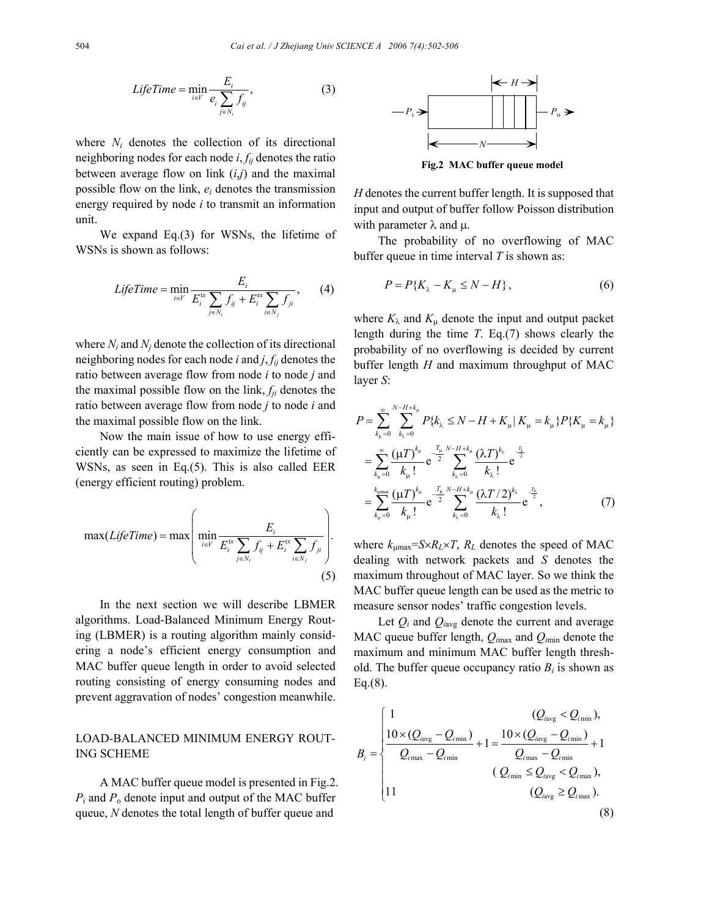$$LifeTime = \min_{i \in V} \frac{E_i}{e_i \sum_{j \in N_i} f_{ij}}, \tag{3}$$

where $N_i$ denotes the collection of its directional neighboring nodes for each node $i$, $f_{ij}$ denotes the ratio between average flow on link $(i,j)$ and the maximal possible flow on the link, $e_i$ denotes the transmission energy required by node $i$ to transmit an information unit.

We expand Eq.(3) for WSNs, the lifetime of WSNs is shown as follows:

$$LifeTime = \min_{i \in V} \frac{E_i}{E_i^{\text{tx}} \sum_{j \in N_i} f_{ij} + E_i^{\text{rx}} \sum_{i \in N_j} f_{ji}}, \tag{4}$$

where $N_i$ and $N_j$ denote the collection of its directional neighboring nodes for each node $i$ and $j$, $f_{ij}$ denotes the ratio between average flow from node $i$ to node $j$ and the maximal possible flow on the link, $f_{ji}$ denotes the ratio between average flow from node $j$ to node $i$ and the maximal possible flow on the link.

Now the main issue of how to use energy efficiently can be expressed to maximize the lifetime of WSNs, as seen in Eq.(5). This is also called EER (energy efficient routing) problem.

$$\max(LifeTime) = \max\left(\min_{i \in V} \frac{E_i}{E_i^{\text{tx}} \sum_{j \in N_i} f_{ij} + E_i^{\text{rx}} \sum_{i \in N_j} f_{ji}}\right). \tag{5}$$

In the next section we will describe LBMER algorithms. Load-Balanced Minimum Energy Routing (LBMER) is a routing algorithm mainly considering a node's efficient energy consumption and MAC buffer queue length in order to avoid selected routing consisting of energy consuming nodes and prevent aggravation of nodes' congestion meanwhile.

## LOAD-BALANCED MINIMUM ENERGY ROUTING SCHEME

A MAC buffer queue model is presented in Fig.2. $P_\text{i}$ and $P_\text{o}$ denote input and output of the MAC buffer queue, $N$ denotes the total length of buffer queue and

**Fig.2 MAC buffer queue model**

$H$ denotes the current buffer length. It is supposed that input and output of buffer follow Poisson distribution with parameter $\lambda$ and $\mu$.

The probability of no overflowing of MAC buffer queue in time interval $T$ is shown as:

$$P = P\{K_\lambda - K_\mu \le N - H\}, \tag{6}$$

where $K_\lambda$ and $K_\mu$ denote the input and output packet length during the time $T$. Eq.(7) shows clearly the probability of no overflowing is decided by current buffer length $H$ and maximum throughput of MAC layer $S$:

$$\begin{aligned}
P &= \sum_{k_\mu=0}^{\infty} \sum_{k_\lambda=0}^{N-H+k_\mu} P\{k_\lambda \le N - H + K_\mu \mid K_\mu = k_\mu\} P\{K_\mu = k_\mu\} \\
&= \sum_{k_\mu=0}^{\infty} \frac{(\mu T)^{k_\mu}}{k_\mu !} \mathrm{e}^{-\frac{T_\mu}{2}} \sum_{k_\lambda=0}^{N-H+k_\mu} \frac{(\lambda T)^{k_\lambda}}{k_\lambda !} \mathrm{e}^{-\frac{T_\lambda}{2}} \\
&= \sum_{k_\mu=0}^{k_{\mu\max}} \frac{(\mu T)^{k_\mu}}{k_\mu !} \mathrm{e}^{-\frac{T_\mu}{2}} \sum_{k_\lambda=0}^{N-H+k_\mu} \frac{(\lambda T/2)^{k_\lambda}}{k_\lambda !} \mathrm{e}^{-\frac{T_\lambda}{2}},
\end{aligned} \tag{7}$$

where $k_{\mu\max}=S\times R_L\times T$, $R_L$ denotes the speed of MAC dealing with network packets and $S$ denotes the maximum throughout of MAC layer. So we think the MAC buffer queue length can be used as the metric to measure sensor nodes' traffic congestion levels.

Let $Q_i$ and $Q_{i\text{avg}}$ denote the current and average MAC queue buffer length, $Q_{i\max}$ and $Q_{i\min}$ denote the maximum and minimum MAC buffer length threshold. The buffer queue occupancy ratio $B_i$ is shown as Eq.(8).

$$B_i = \begin{cases} 1 & (Q_{i\text{avg}} < Q_{i\min}), \\ \dfrac{10\times(Q_{i\text{avg}} - Q_{i\min})}{Q_{i\max} - Q_{i\min}} + 1 = \dfrac{10\times(Q_{i\text{avg}} - Q_{i\min})}{Q_{i\max} - Q_{i\min}} + 1 & \\ & (Q_{i\min} \le Q_{i\text{avg}} < Q_{i\max}), \\ 11 & (Q_{i\text{avg}} \ge Q_{i\max}). \end{cases} \tag{8}$$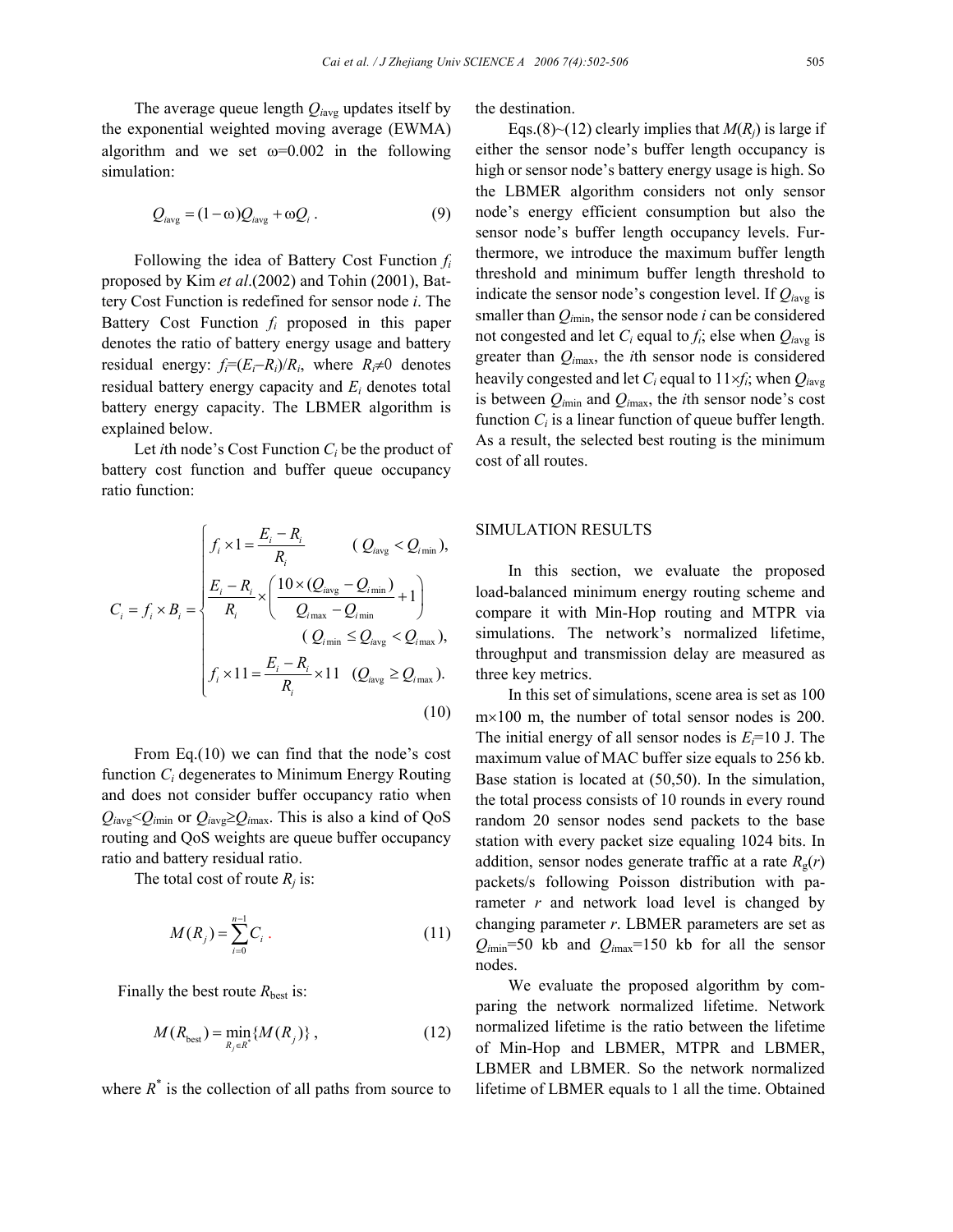The average queue length $Q_{i\text{avg}}$ updates itself by the exponential weighted moving average (EWMA) algorithm and we set ω=0.002 in the following simulation:

$$Q_{i\text{avg}} = (1-\omega)Q_{i\text{avg}} + \omega Q_i \,. \tag{9}$$

Following the idea of Battery Cost Function $f_i$ proposed by Kim *et al*.(2002) and Tohin (2001), Battery Cost Function is redefined for sensor node *i*. The Battery Cost Function $f_i$ proposed in this paper denotes the ratio of battery energy usage and battery residual energy: $f_i=(E_i-R_i)/R_i$, where $R_i \neq 0$ denotes residual battery energy capacity and $E_i$ denotes total battery energy capacity. The LBMER algorithm is explained below.

Let *i*th node's Cost Function $C_i$ be the product of battery cost function and buffer queue occupancy ratio function:

$$C_i = f_i \times B_i = \begin{cases} f_i \times 1 = \dfrac{E_i - R_i}{R_i} & (Q_{i\text{avg}} < Q_{i\min}), \\ \dfrac{E_i - R_i}{R_i} \times \left( \dfrac{10 \times (Q_{i\text{avg}} - Q_{i\min})}{Q_{i\max} - Q_{i\min}} + 1 \right) & \\ \qquad (Q_{i\min} \le Q_{i\text{avg}} < Q_{i\max}), & \\ f_i \times 11 = \dfrac{E_i - R_i}{R_i} \times 11 & (Q_{i\text{avg}} \ge Q_{i\max}). \end{cases} \tag{10}$$

From Eq.(10) we can find that the node's cost function $C_i$ degenerates to Minimum Energy Routing and does not consider buffer occupancy ratio when $Q_{i\text{avg}} < Q_{i\min}$ or $Q_{i\text{avg}} \ge Q_{i\max}$. This is also a kind of QoS routing and QoS weights are queue buffer occupancy ratio and battery residual ratio.

The total cost of route $R_j$ is:

$$M(R_j) = \sum_{i=0}^{n-1} C_i \,. \tag{11}$$

Finally the best route $R_{\text{best}}$ is:

$$M(R_{\text{best}}) = \min_{R_j \in R^*} \{ M(R_j) \} \,, \tag{12}$$

where $R^*$ is the collection of all paths from source to the destination.

Eqs.(8)~(12) clearly implies that $M(R_j)$ is large if either the sensor node's buffer length occupancy is high or sensor node's battery energy usage is high. So the LBMER algorithm considers not only sensor node's energy efficient consumption but also the sensor node's buffer length occupancy levels. Furthermore, we introduce the maximum buffer length threshold and minimum buffer length threshold to indicate the sensor node's congestion level. If $Q_{i\text{avg}}$ is smaller than $Q_{i\min}$, the sensor node *i* can be considered not congested and let $C_i$ equal to $f_i$; else when $Q_{i\text{avg}}$ is greater than $Q_{i\max}$, the *i*th sensor node is considered heavily congested and let $C_i$ equal to $11 \times f_i$; when $Q_{i\text{avg}}$ is between $Q_{i\min}$ and $Q_{i\max}$, the *i*th sensor node's cost function $C_i$ is a linear function of queue buffer length. As a result, the selected best routing is the minimum cost of all routes.

## SIMULATION RESULTS

In this section, we evaluate the proposed load-balanced minimum energy routing scheme and compare it with Min-Hop routing and MTPR via simulations. The network's normalized lifetime, throughput and transmission delay are measured as three key metrics.

In this set of simulations, scene area is set as 100 m×100 m, the number of total sensor nodes is 200. The initial energy of all sensor nodes is $E_i$=10 J. The maximum value of MAC buffer size equals to 256 kb. Base station is located at (50,50). In the simulation, the total process consists of 10 rounds in every round random 20 sensor nodes send packets to the base station with every packet size equaling 1024 bits. In addition, sensor nodes generate traffic at a rate $R_g(r)$ packets/s following Poisson distribution with parameter *r* and network load level is changed by changing parameter *r*. LBMER parameters are set as $Q_{i\min}$=50 kb and $Q_{i\max}$=150 kb for all the sensor nodes.

We evaluate the proposed algorithm by comparing the network normalized lifetime. Network normalized lifetime is the ratio between the lifetime of Min-Hop and LBMER, MTPR and LBMER, LBMER and LBMER. So the network normalized lifetime of LBMER equals to 1 all the time. Obtained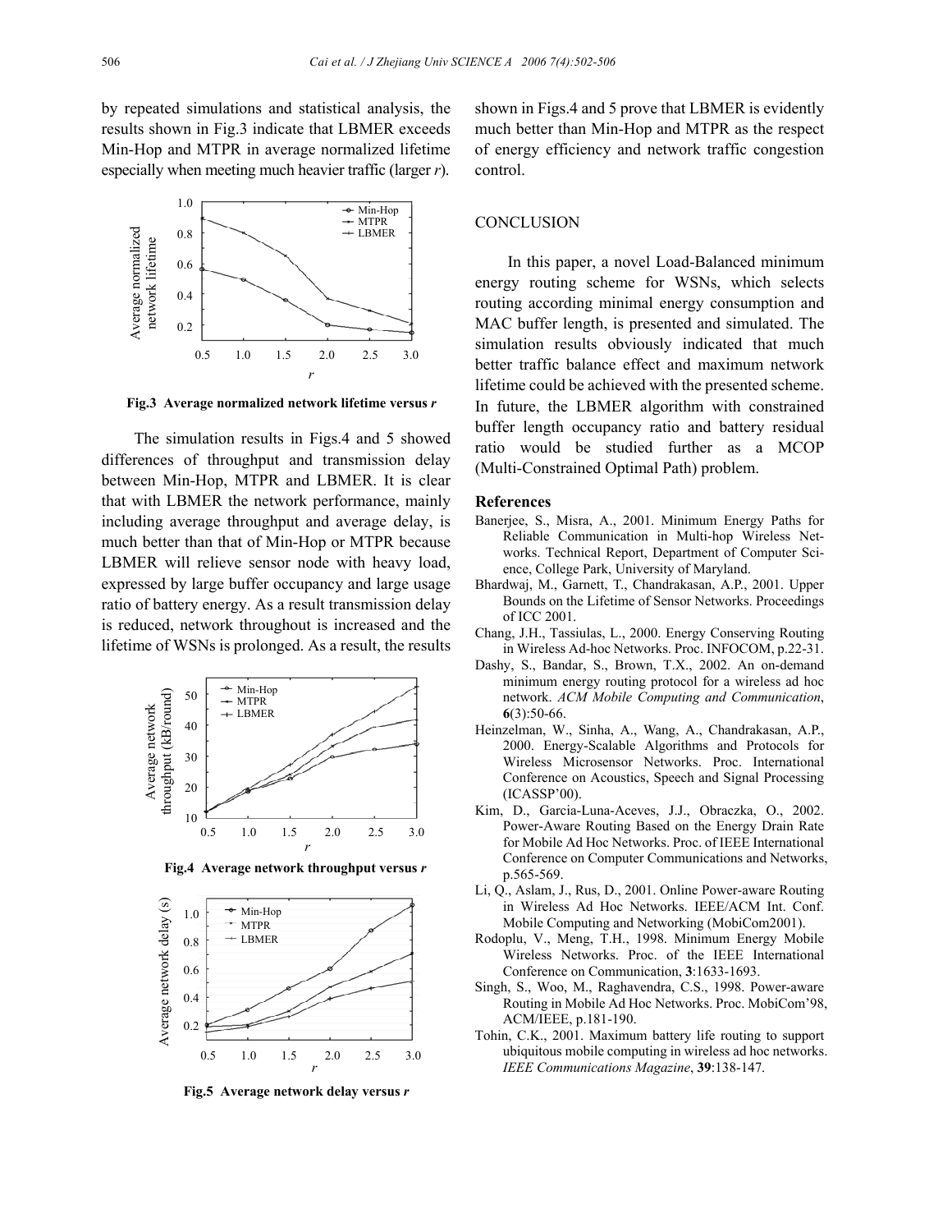by repeated simulations and statistical analysis, the results shown in Fig.3 indicate that LBMER exceeds Min-Hop and MTPR in average normalized lifetime especially when meeting much heavier traffic (larger *r*).

Average normalized network lifetime

1.0
0.8
0.6
0.4
0.2

0.5 1.0 1.5 2.0 2.5 3.0

*r*

Min-Hop
MTPR
LBMER

**Fig.3 Average normalized network lifetime versus *r***

The simulation results in Figs.4 and 5 showed differences of throughput and transmission delay between Min-Hop, MTPR and LBMER. It is clear that with LBMER the network performance, mainly including average throughput and average delay, is much better than that of Min-Hop or MTPR because LBMER will relieve sensor node with heavy load, expressed by large buffer occupancy and large usage ratio of battery energy. As a result transmission delay is reduced, network throughout is increased and the lifetime of WSNs is prolonged. As a result, the results shown in Figs.4 and 5 prove that LBMER is evidently much better than Min-Hop and MTPR as the respect of energy efficiency and network traffic congestion control.

Average network throughput (kB/round)

50
40
30
20
10

0.5 1.0 1.5 2.0 2.5 3.0

*r*

Min-Hop
MTPR
LBMER

**Fig.4 Average network throughput versus *r***

Average network delay (s)

1.0
0.8
0.6
0.4
0.2

0.5 1.0 1.5 2.0 2.5 3.0

*r*

Min-Hop
MTPR
LBMER

**Fig.5 Average network delay versus *r***

## CONCLUSION

In this paper, a novel Load-Balanced minimum energy routing scheme for WSNs, which selects routing according minimal energy consumption and MAC buffer length, is presented and simulated. The simulation results obviously indicated that much better traffic balance effect and maximum network lifetime could be achieved with the presented scheme. In future, the LBMER algorithm with constrained buffer length occupancy ratio and battery residual ratio would be studied further as a MCOP (Multi-Constrained Optimal Path) problem.

## References

Banerjee, S., Misra, A., 2001. Minimum Energy Paths for Reliable Communication in Multi-hop Wireless Networks. Technical Report, Department of Computer Science, College Park, University of Maryland.

Bhardwaj, M., Garnett, T., Chandrakasan, A.P., 2001. Upper Bounds on the Lifetime of Sensor Networks. Proceedings of ICC 2001.

Chang, J.H., Tassiulas, L., 2000. Energy Conserving Routing in Wireless Ad-hoc Networks. Proc. INFOCOM, p.22-31.

Dashy, S., Bandar, S., Brown, T.X., 2002. An on-demand minimum energy routing protocol for a wireless ad hoc network. *ACM Mobile Computing and Communication*, **6**(3):50-66.

Heinzelman, W., Sinha, A., Wang, A., Chandrakasan, A.P., 2000. Energy-Scalable Algorithms and Protocols for Wireless Microsensor Networks. Proc. International Conference on Acoustics, Speech and Signal Processing (ICASSP'00).

Kim, D., Garcia-Luna-Aceves, J.J., Obraczka, O., 2002. Power-Aware Routing Based on the Energy Drain Rate for Mobile Ad Hoc Networks. Proc. of IEEE International Conference on Computer Communications and Networks, p.565-569.

Li, Q., Aslam, J., Rus, D., 2001. Online Power-aware Routing in Wireless Ad Hoc Networks. IEEE/ACM Int. Conf. Mobile Computing and Networking (MobiCom2001).

Rodoplu, V., Meng, T.H., 1998. Minimum Energy Mobile Wireless Networks. Proc. of the IEEE International Conference on Communication, **3**:1633-1693.

Singh, S., Woo, M., Raghavendra, C.S., 1998. Power-aware Routing in Mobile Ad Hoc Networks. Proc. MobiCom'98, ACM/IEEE, p.181-190.

Tohin, C.K., 2001. Maximum battery life routing to support ubiquitous mobile computing in wireless ad hoc networks. *IEEE Communications Magazine*, **39**:138-147.